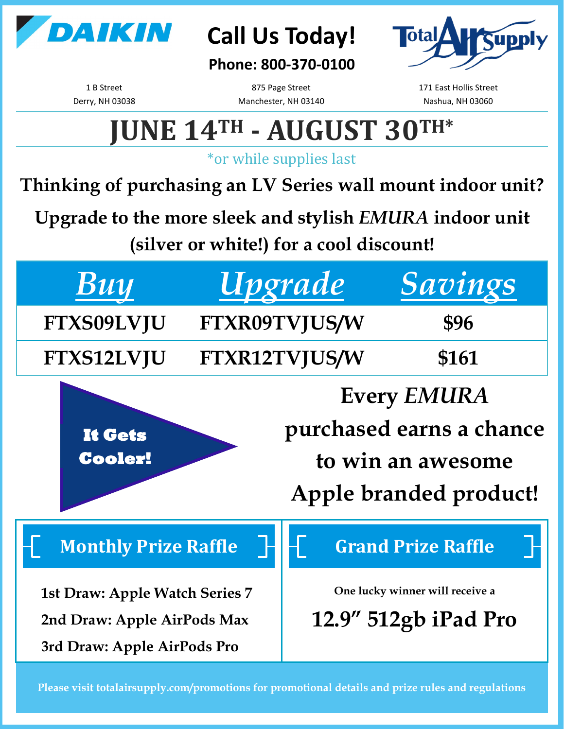DAIKIN

# Call Us Today!

**Phone: 800-370-0100**

Total Air Supply

1 B Street
Derry, NH 03038

875 Page Street
Manchester, NH 03140

171 East Hollis Street
Nashua, NH 03060

# JUNE 14TH - AUGUST 30TH*

*or while supplies last

**Thinking of purchasing an LV Series wall mount indoor unit?**

**Upgrade to the more sleek and stylish *EMURA* indoor unit (silver or white!) for a cool discount!**

| Buy | Upgrade | Savings |
|---|---|---|
| FTXS09LVJU | FTXR09TVJUS/W | $96 |
| FTXS12LVJU | FTXR12TVJUS/W | $161 |

**It Gets Cooler!**

**Every *EMURA* purchased earns a chance to win an awesome Apple branded product!**

## Monthly Prize Raffle

1st Draw: Apple Watch Series 7

2nd Draw: Apple AirPods Max

3rd Draw: Apple AirPods Pro

## Grand Prize Raffle

One lucky winner will receive a

**12.9" 512gb iPad Pro**

Please visit totalairsupply.com/promotions for promotional details and prize rules and regulations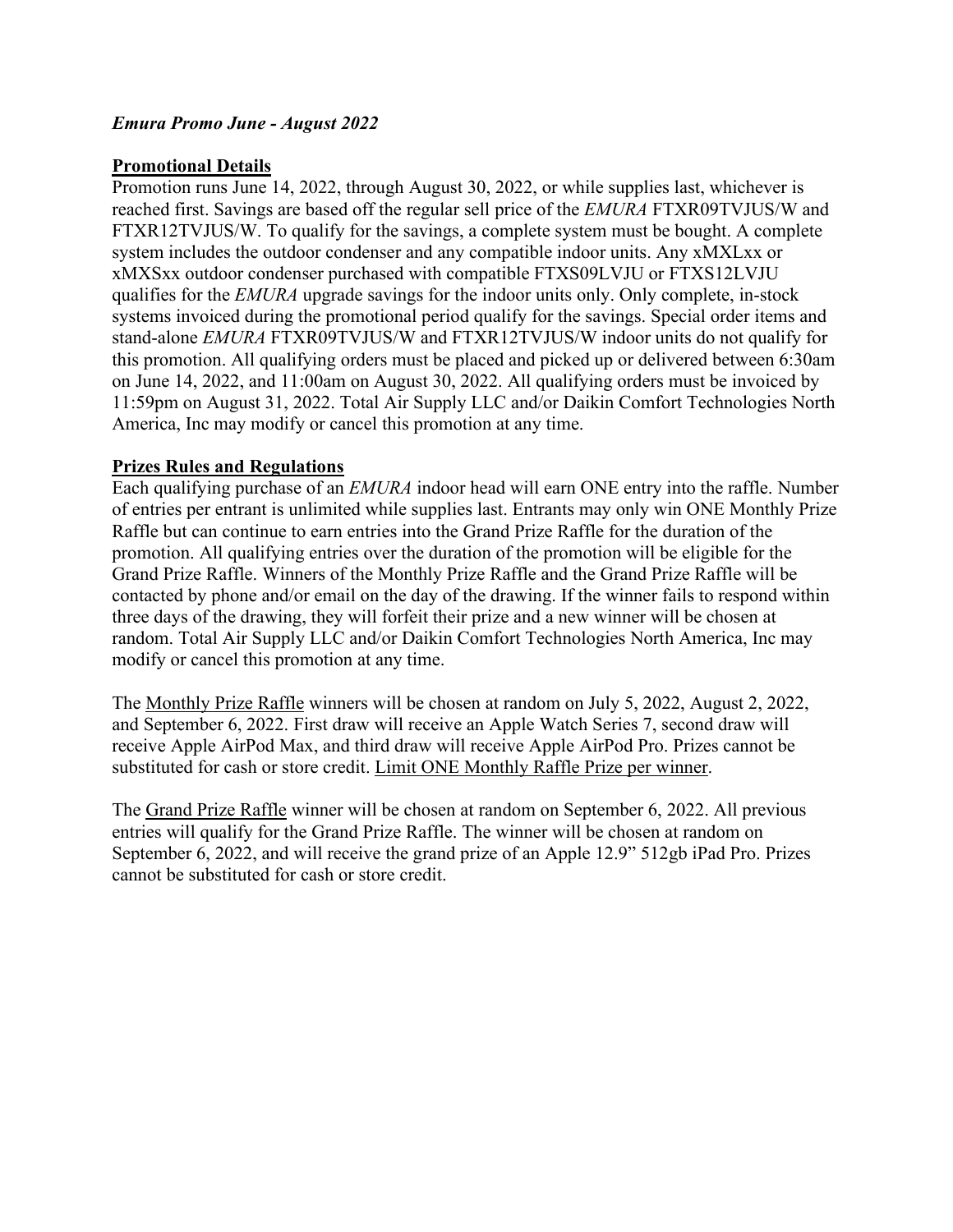***Emura Promo June - August 2022***

## **Promotional Details**

Promotion runs June 14, 2022, through August 30, 2022, or while supplies last, whichever is reached first. Savings are based off the regular sell price of the *EMURA* FTXR09TVJUS/W and FTXR12TVJUS/W. To qualify for the savings, a complete system must be bought. A complete system includes the outdoor condenser and any compatible indoor units. Any xMXLxx or xMXSxx outdoor condenser purchased with compatible FTXS09LVJU or FTXS12LVJU qualifies for the *EMURA* upgrade savings for the indoor units only. Only complete, in-stock systems invoiced during the promotional period qualify for the savings. Special order items and stand-alone *EMURA* FTXR09TVJUS/W and FTXR12TVJUS/W indoor units do not qualify for this promotion. All qualifying orders must be placed and picked up or delivered between 6:30am on June 14, 2022, and 11:00am on August 30, 2022. All qualifying orders must be invoiced by 11:59pm on August 31, 2022. Total Air Supply LLC and/or Daikin Comfort Technologies North America, Inc may modify or cancel this promotion at any time.

## **Prizes Rules and Regulations**

Each qualifying purchase of an *EMURA* indoor head will earn ONE entry into the raffle. Number of entries per entrant is unlimited while supplies last. Entrants may only win ONE Monthly Prize Raffle but can continue to earn entries into the Grand Prize Raffle for the duration of the promotion. All qualifying entries over the duration of the promotion will be eligible for the Grand Prize Raffle. Winners of the Monthly Prize Raffle and the Grand Prize Raffle will be contacted by phone and/or email on the day of the drawing. If the winner fails to respond within three days of the drawing, they will forfeit their prize and a new winner will be chosen at random. Total Air Supply LLC and/or Daikin Comfort Technologies North America, Inc may modify or cancel this promotion at any time.

The Monthly Prize Raffle winners will be chosen at random on July 5, 2022, August 2, 2022, and September 6, 2022. First draw will receive an Apple Watch Series 7, second draw will receive Apple AirPod Max, and third draw will receive Apple AirPod Pro. Prizes cannot be substituted for cash or store credit. Limit ONE Monthly Raffle Prize per winner.

The Grand Prize Raffle winner will be chosen at random on September 6, 2022. All previous entries will qualify for the Grand Prize Raffle. The winner will be chosen at random on September 6, 2022, and will receive the grand prize of an Apple 12.9" 512gb iPad Pro. Prizes cannot be substituted for cash or store credit.